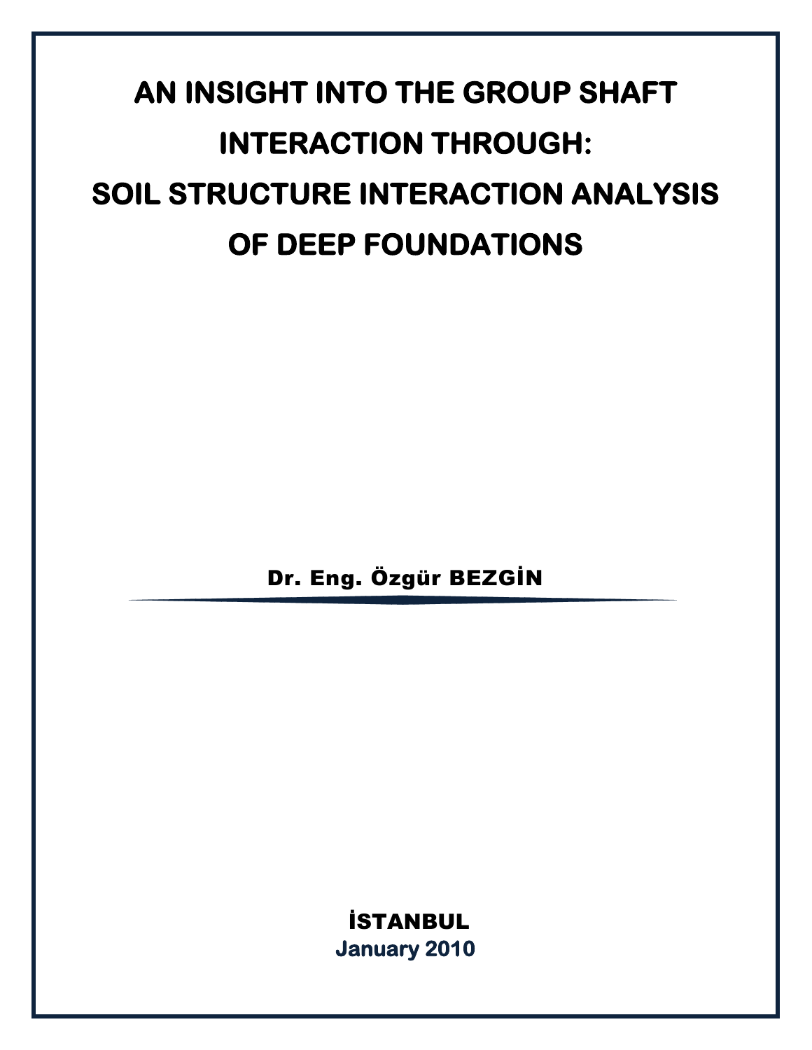# AN INSIGHT INTO THE GROUP SHAFT INTERACTION THROUGH: SOIL STRUCTURE INTERACTION ANALYSIS OF DEEP FOUNDATIONS

**Dr. Eng. Özgür BEZGİN**

**İSTANBUL**

**January 2010**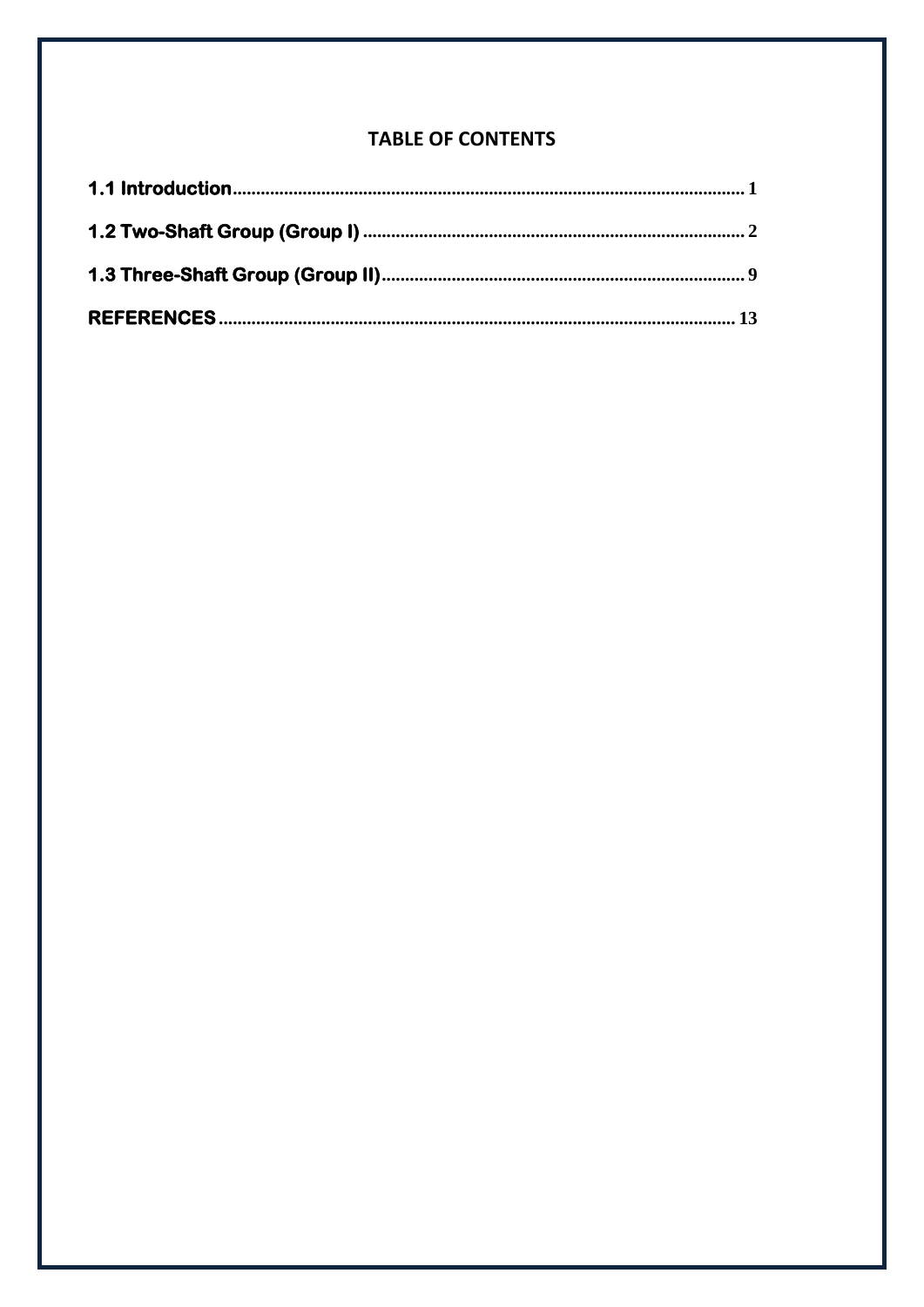## TABLE OF CONTENTS

**1.1 Introduction** ........................................................................................................ **1**

**1.2 Two-Shaft Group (Group I)** ................................................................................ **2**

**1.3 Three-Shaft Group (Group II)** ............................................................................ **9**

**REFERENCES** ............................................................................................................ **13**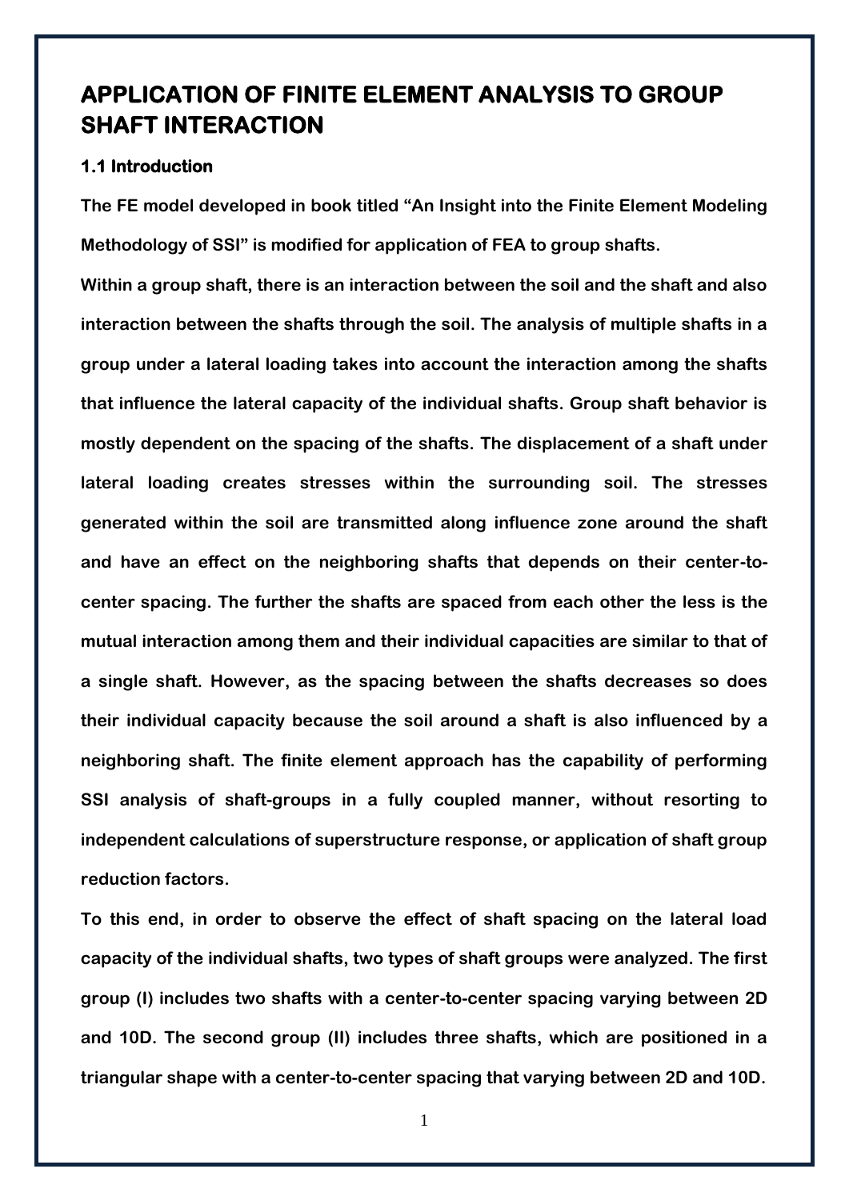# APPLICATION OF FINITE ELEMENT ANALYSIS TO GROUP SHAFT INTERACTION

## 1.1 Introduction

**The FE model developed in book titled "An Insight into the Finite Element Modeling Methodology of SSI" is modified for application of FEA to group shafts.**

**Within a group shaft, there is an interaction between the soil and the shaft and also interaction between the shafts through the soil. The analysis of multiple shafts in a group under a lateral loading takes into account the interaction among the shafts that influence the lateral capacity of the individual shafts. Group shaft behavior is mostly dependent on the spacing of the shafts. The displacement of a shaft under lateral loading creates stresses within the surrounding soil. The stresses generated within the soil are transmitted along influence zone around the shaft and have an effect on the neighboring shafts that depends on their center-to-center spacing. The further the shafts are spaced from each other the less is the mutual interaction among them and their individual capacities are similar to that of a single shaft. However, as the spacing between the shafts decreases so does their individual capacity because the soil around a shaft is also influenced by a neighboring shaft. The finite element approach has the capability of performing SSI analysis of shaft-groups in a fully coupled manner, without resorting to independent calculations of superstructure response, or application of shaft group reduction factors.**

**To this end, in order to observe the effect of shaft spacing on the lateral load capacity of the individual shafts, two types of shaft groups were analyzed. The first group (I) includes two shafts with a center-to-center spacing varying between 2D and 10D. The second group (II) includes three shafts, which are positioned in a triangular shape with a center-to-center spacing that varying between 2D and 10D.**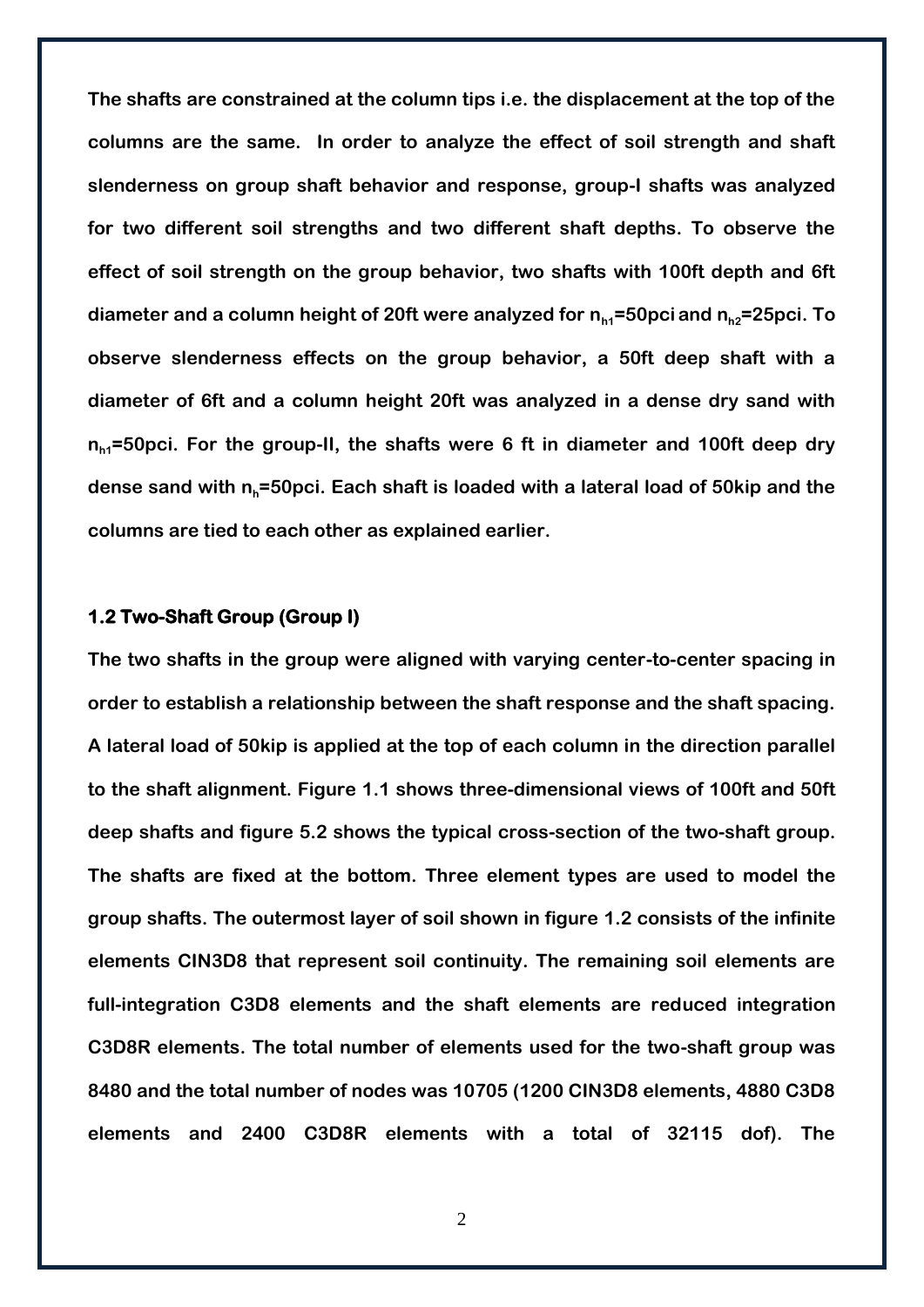The shafts are constrained at the column tips i.e. the displacement at the top of the columns are the same. In order to analyze the effect of soil strength and shaft slenderness on group shaft behavior and response, group-I shafts was analyzed for two different soil strengths and two different shaft depths. To observe the effect of soil strength on the group behavior, two shafts with 100ft depth and 6ft diameter and a column height of 20ft were analyzed for $n_{h1}$=50pci and $n_{h2}$=25pci. To observe slenderness effects on the group behavior, a 50ft deep shaft with a diameter of 6ft and a column height 20ft was analyzed in a dense dry sand with $n_{h1}$=50pci. For the group-II, the shafts were 6 ft in diameter and 100ft deep dry dense sand with $n_h$=50pci. Each shaft is loaded with a lateral load of 50kip and the columns are tied to each other as explained earlier.

### 1.2 Two-Shaft Group (Group I)

The two shafts in the group were aligned with varying center-to-center spacing in order to establish a relationship between the shaft response and the shaft spacing. A lateral load of 50kip is applied at the top of each column in the direction parallel to the shaft alignment. Figure 1.1 shows three-dimensional views of 100ft and 50ft deep shafts and figure 5.2 shows the typical cross-section of the two-shaft group. The shafts are fixed at the bottom. Three element types are used to model the group shafts. The outermost layer of soil shown in figure 1.2 consists of the infinite elements CIN3D8 that represent soil continuity. The remaining soil elements are full-integration C3D8 elements and the shaft elements are reduced integration C3D8R elements. The total number of elements used for the two-shaft group was 8480 and the total number of nodes was 10705 (1200 CIN3D8 elements, 4880 C3D8 elements and 2400 C3D8R elements with a total of 32115 dof). The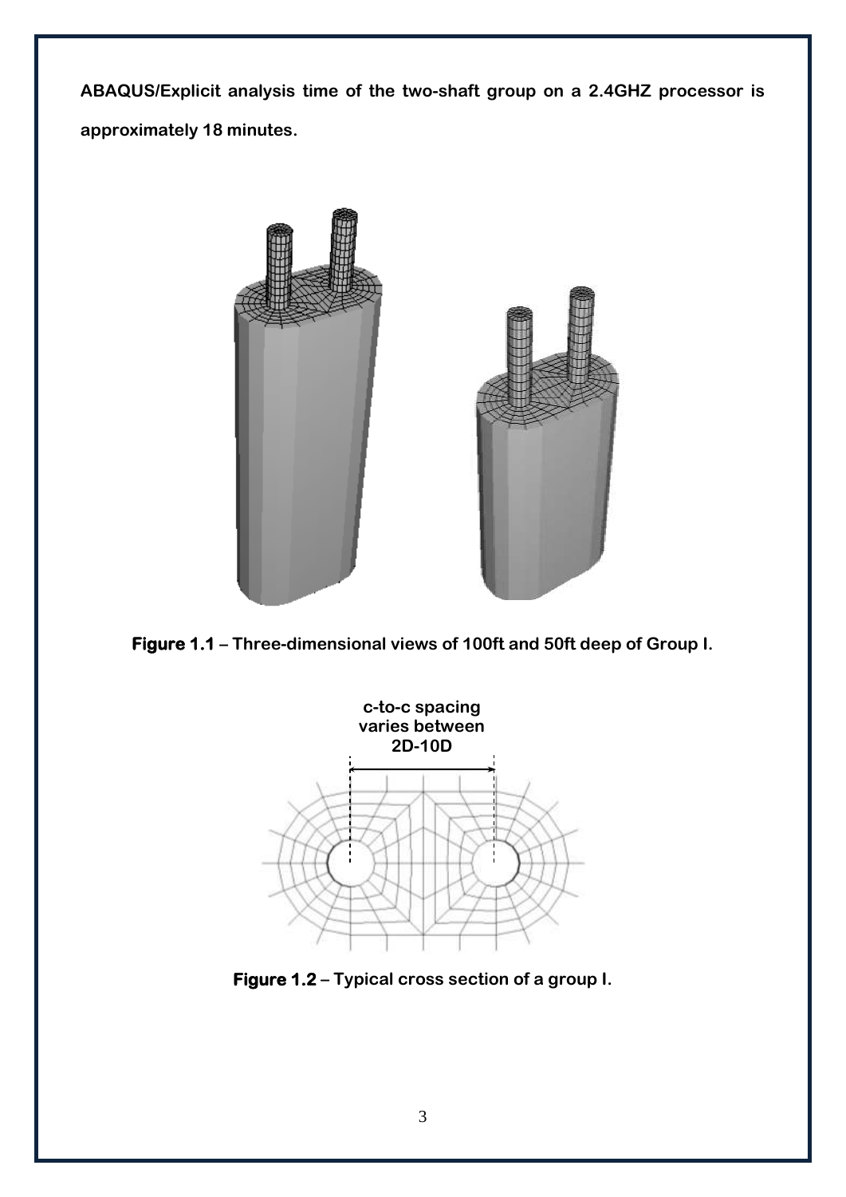**ABAQUS/Explicit analysis time of the two-shaft group on a 2.4GHZ processor is approximately 18 minutes.**

**Figure 1.1 – Three-dimensional views of 100ft and 50ft deep of Group I.**

**Figure 1.2 – Typical cross section of a group I.**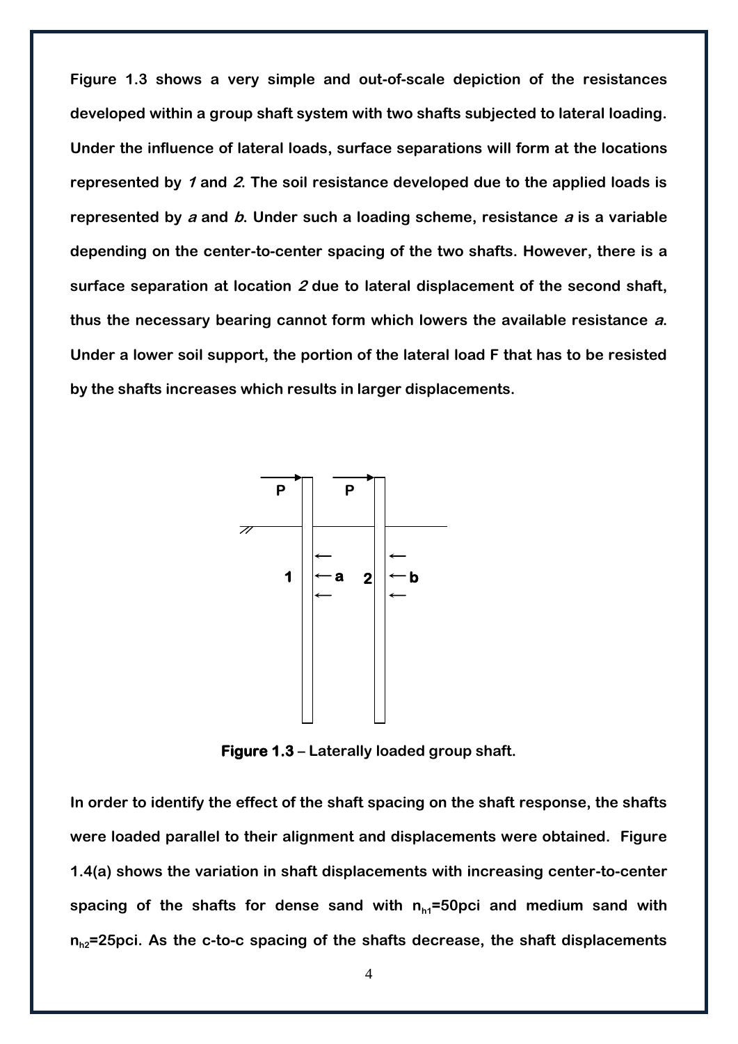**Figure 1.3 shows a very simple and out-of-scale depiction of the resistances developed within a group shaft system with two shafts subjected to lateral loading. Under the influence of lateral loads, surface separations will form at the locations represented by *1* and *2*. The soil resistance developed due to the applied loads is represented by *a* and *b*. Under such a loading scheme, resistance *a* is a variable depending on the center-to-center spacing of the two shafts. However, there is a surface separation at location *2* due to lateral displacement of the second shaft, thus the necessary bearing cannot form which lowers the available resistance *a*. Under a lower soil support, the portion of the lateral load F that has to be resisted by the shafts increases which results in larger displacements.**

**Figure 1.3 – Laterally loaded group shaft.**

**In order to identify the effect of the shaft spacing on the shaft response, the shafts were loaded parallel to their alignment and displacements were obtained. Figure 1.4(a) shows the variation in shaft displacements with increasing center-to-center spacing of the shafts for dense sand with $n_{h1}$=50pci and medium sand with $n_{h2}$=25pci. As the c-to-c spacing of the shafts decrease, the shaft displacements**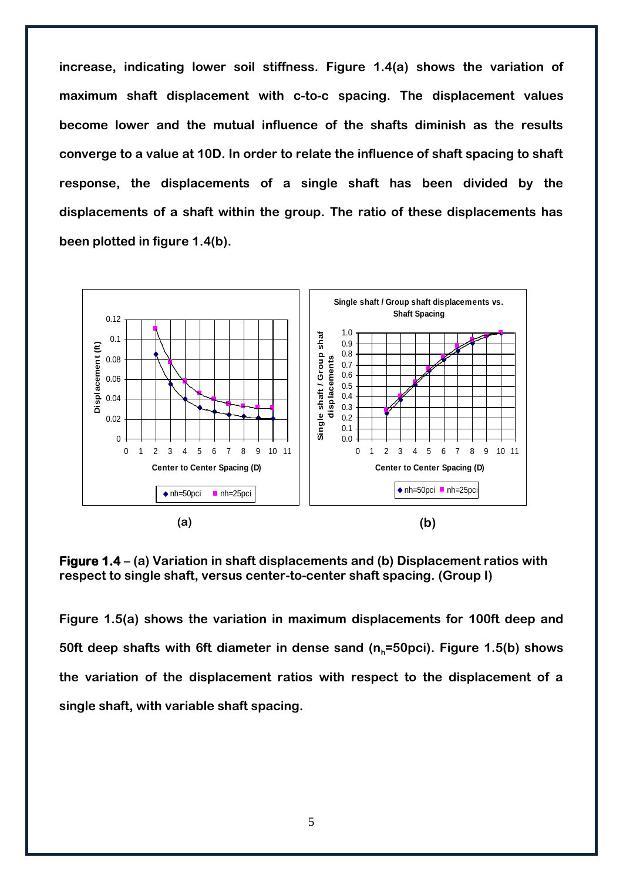**increase, indicating lower soil stiffness. Figure 1.4(a) shows the variation of maximum shaft displacement with c-to-c spacing. The displacement values become lower and the mutual influence of the shafts diminish as the results converge to a value at 10D. In order to relate the influence of shaft spacing to shaft response, the displacements of a single shaft has been divided by the displacements of a shaft within the group. The ratio of these displacements has been plotted in figure 1.4(b).**

**Figure 1.4 – (a) Variation in shaft displacements and (b) Displacement ratios with respect to single shaft, versus center-to-center shaft spacing. (Group I)**

**Figure 1.5(a) shows the variation in maximum displacements for 100ft deep and 50ft deep shafts with 6ft diameter in dense sand ($n_h$=50pci). Figure 1.5(b) shows the variation of the displacement ratios with respect to the displacement of a single shaft, with variable shaft spacing.**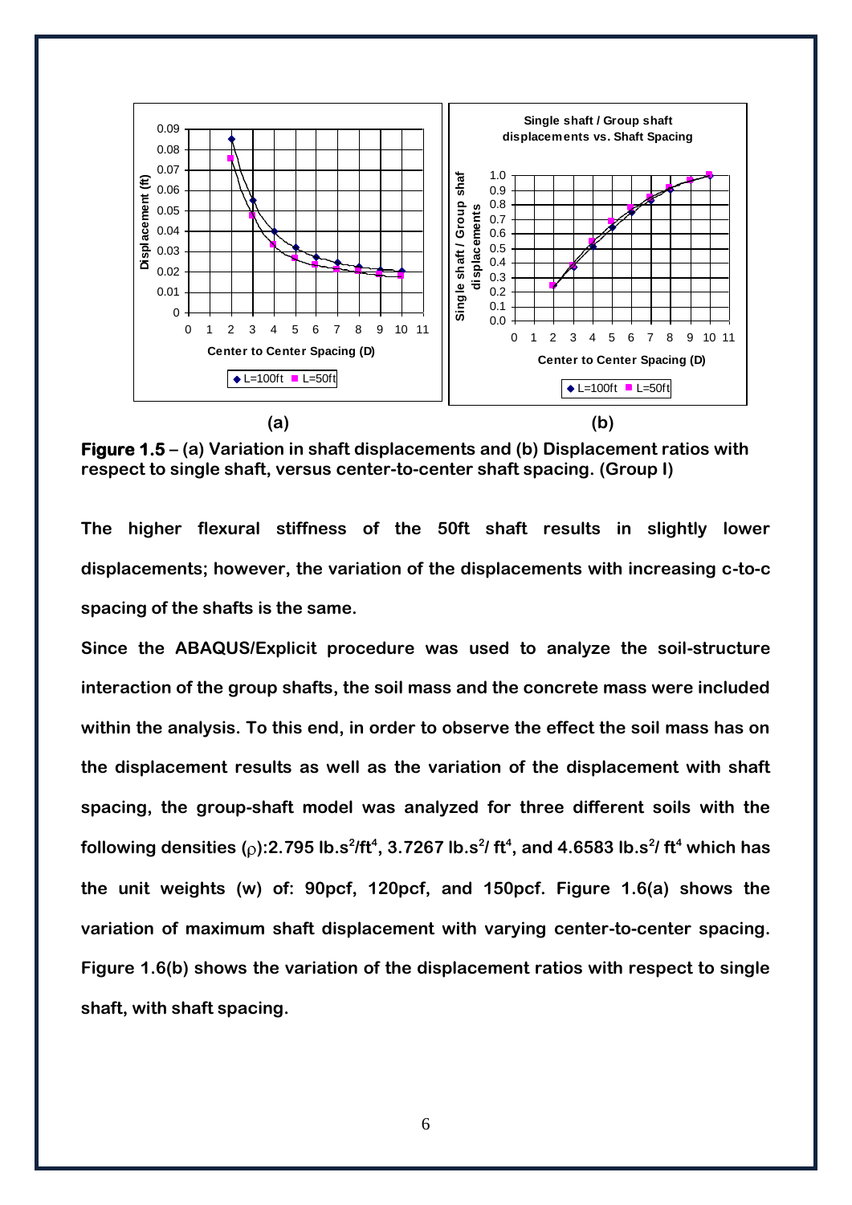**(a)** **(b)**

**Figure 1.5** – **(a) Variation in shaft displacements and (b) Displacement ratios with respect to single shaft, versus center-to-center shaft spacing. (Group I)**

**The higher flexural stiffness of the 50ft shaft results in slightly lower displacements; however, the variation of the displacements with increasing c-to-c spacing of the shafts is the same.**

**Since the ABAQUS/Explicit procedure was used to analyze the soil-structure interaction of the group shafts, the soil mass and the concrete mass were included within the analysis. To this end, in order to observe the effect the soil mass has on the displacement results as well as the variation of the displacement with shaft spacing, the group-shaft model was analyzed for three different soils with the following densities ($\rho$):2.795 lb.s$^2$/ft$^4$, 3.7267 lb.s$^2$/ ft$^4$, and 4.6583 lb.s$^2$/ ft$^4$ which has the unit weights (w) of: 90pcf, 120pcf, and 150pcf. Figure 1.6(a) shows the variation of maximum shaft displacement with varying center-to-center spacing. Figure 1.6(b) shows the variation of the displacement ratios with respect to single shaft, with shaft spacing.**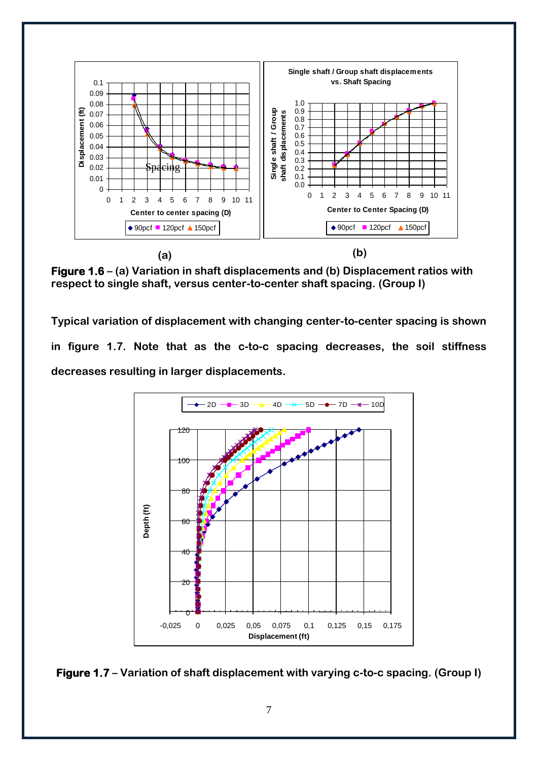**Figure 1.6** – (a) Variation in shaft displacements and (b) Displacement ratios with respect to single shaft, versus center-to-center shaft spacing. (Group I)

Typical variation of displacement with changing center-to-center spacing is shown in figure 1.7. Note that as the c-to-c spacing decreases, the soil stiffness decreases resulting in larger displacements.

**Figure 1.7** – Variation of shaft displacement with varying c-to-c spacing. (Group I)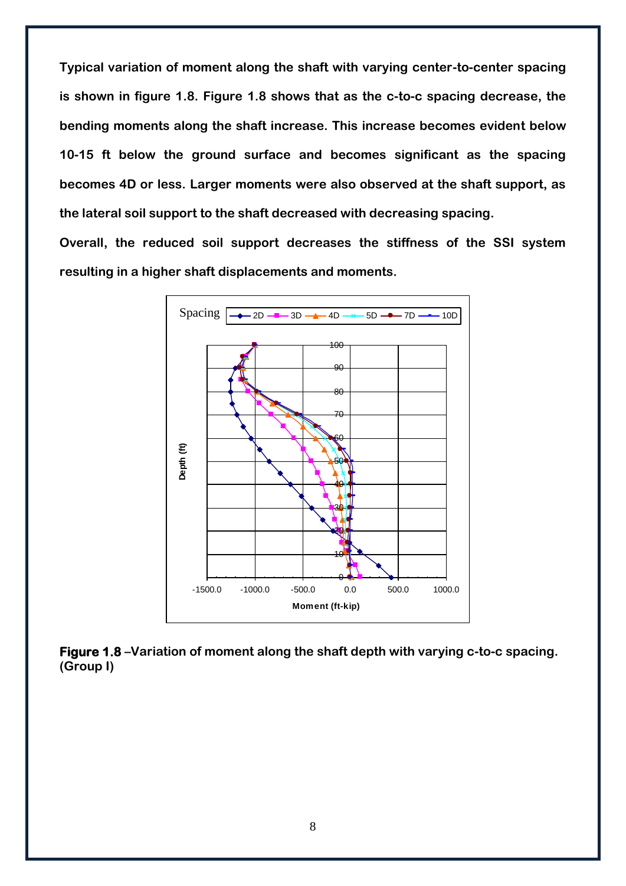**Typical variation of moment along the shaft with varying center-to-center spacing is shown in figure 1.8. Figure 1.8 shows that as the c-to-c spacing decrease, the bending moments along the shaft increase. This increase becomes evident below 10-15 ft below the ground surface and becomes significant as the spacing becomes 4D or less. Larger moments were also observed at the shaft support, as the lateral soil support to the shaft decreased with decreasing spacing.**

**Overall, the reduced soil support decreases the stiffness of the SSI system resulting in a higher shaft displacements and moments.**

**Figure 1.8 –Variation of moment along the shaft depth with varying c-to-c spacing. (Group I)**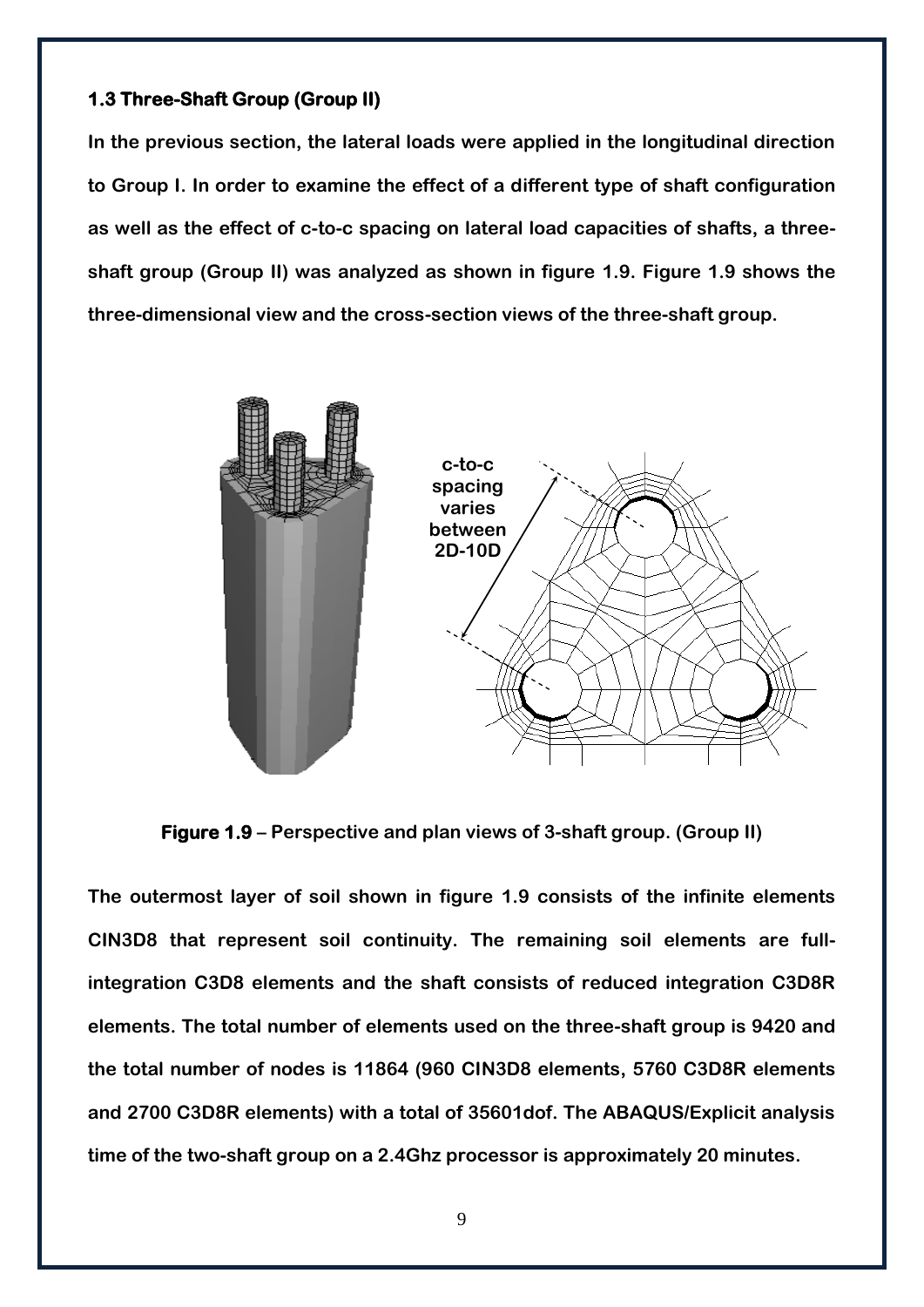### 1.3 Three-Shaft Group (Group II)

**In the previous section, the lateral loads were applied in the longitudinal direction to Group I. In order to examine the effect of a different type of shaft configuration as well as the effect of c-to-c spacing on lateral load capacities of shafts, a three-shaft group (Group II) was analyzed as shown in figure 1.9. Figure 1.9 shows the three-dimensional view and the cross-section views of the three-shaft group.**

**Figure 1.9 – Perspective and plan views of 3-shaft group. (Group II)**

**The outermost layer of soil shown in figure 1.9 consists of the infinite elements CIN3D8 that represent soil continuity. The remaining soil elements are full-integration C3D8 elements and the shaft consists of reduced integration C3D8R elements. The total number of elements used on the three-shaft group is 9420 and the total number of nodes is 11864 (960 CIN3D8 elements, 5760 C3D8R elements and 2700 C3D8R elements) with a total of 35601dof. The ABAQUS/Explicit analysis time of the two-shaft group on a 2.4Ghz processor is approximately 20 minutes.**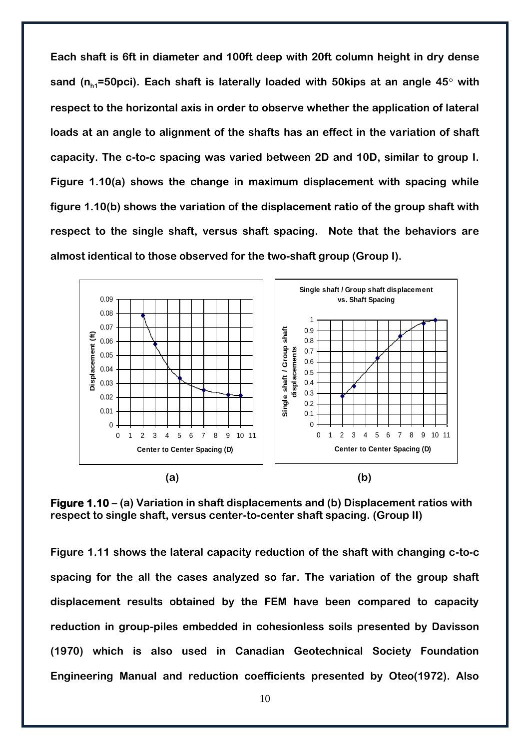Each shaft is 6ft in diameter and 100ft deep with 20ft column height in dry dense sand ($n_{h1}$=50pci). Each shaft is laterally loaded with 50kips at an angle 45° with respect to the horizontal axis in order to observe whether the application of lateral loads at an angle to alignment of the shafts has an effect in the variation of shaft capacity. The c-to-c spacing was varied between 2D and 10D, similar to group I. Figure 1.10(a) shows the change in maximum displacement with spacing while figure 1.10(b) shows the variation of the displacement ratio of the group shaft with respect to the single shaft, versus shaft spacing. Note that the behaviors are almost identical to those observed for the two-shaft group (Group I).

**Figure 1.10** – (a) Variation in shaft displacements and (b) Displacement ratios with respect to single shaft, versus center-to-center shaft spacing. (Group II)

Figure 1.11 shows the lateral capacity reduction of the shaft with changing c-to-c spacing for the all the cases analyzed so far. The variation of the group shaft displacement results obtained by the FEM have been compared to capacity reduction in group-piles embedded in cohesionless soils presented by Davisson (1970) which is also used in Canadian Geotechnical Society Foundation Engineering Manual and reduction coefficients presented by Oteo(1972). Also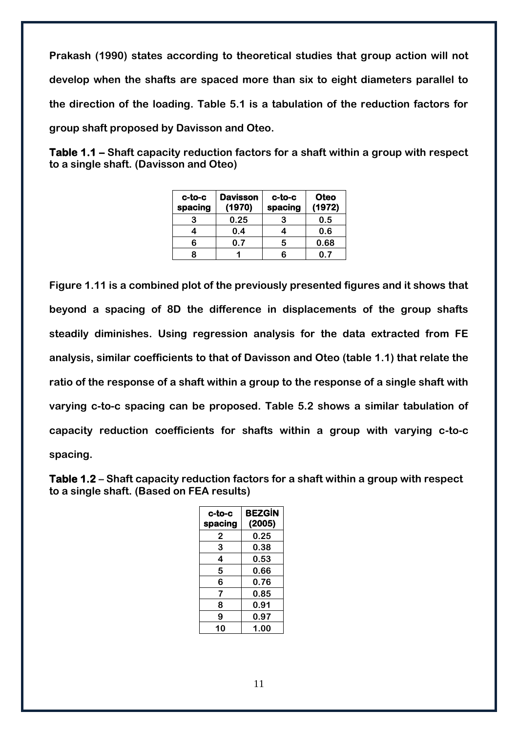**Prakash (1990) states according to theoretical studies that group action will not develop when the shafts are spaced more than six to eight diameters parallel to the direction of the loading. Table 5.1 is a tabulation of the reduction factors for group shaft proposed by Davisson and Oteo.**

**Table 1.1 – Shaft capacity reduction factors for a shaft within a group with respect to a single shaft. (Davisson and Oteo)**

| c-to-c spacing | Davisson (1970) | c-to-c spacing | Oteo (1972) |
|---|---|---|---|
| 3 | 0.25 | 3 | 0.5 |
| 4 | 0.4 | 4 | 0.6 |
| 6 | 0.7 | 5 | 0.68 |
| 8 | 1 | 6 | 0.7 |

**Figure 1.11 is a combined plot of the previously presented figures and it shows that beyond a spacing of 8D the difference in displacements of the group shafts steadily diminishes. Using regression analysis for the data extracted from FE analysis, similar coefficients to that of Davisson and Oteo (table 1.1) that relate the ratio of the response of a shaft within a group to the response of a single shaft with varying c-to-c spacing can be proposed. Table 5.2 shows a similar tabulation of capacity reduction coefficients for shafts within a group with varying c-to-c spacing.**

**Table 1.2 – Shaft capacity reduction factors for a shaft within a group with respect to a single shaft. (Based on FEA results)**

| c-to-c spacing | BEZGİN (2005) |
|---|---|
| 2 | 0.25 |
| 3 | 0.38 |
| 4 | 0.53 |
| 5 | 0.66 |
| 6 | 0.76 |
| 7 | 0.85 |
| 8 | 0.91 |
| 9 | 0.97 |
| 10 | 1.00 |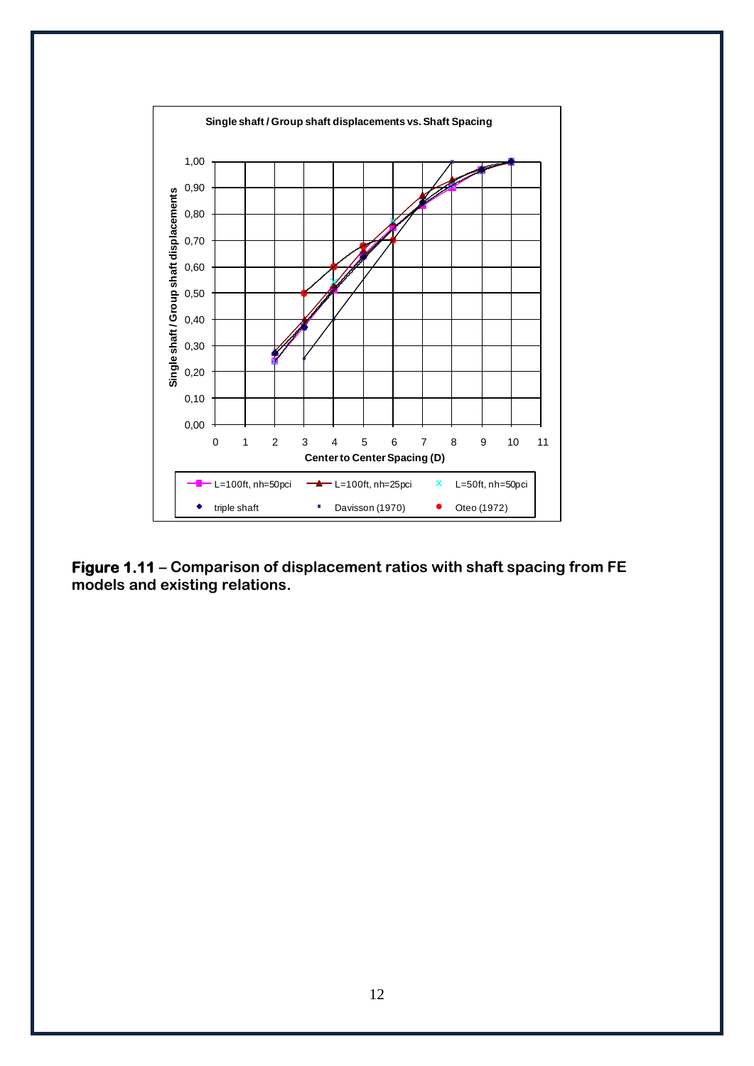**Figure 1.11** – Comparison of displacement ratios with shaft spacing from FE models and existing relations.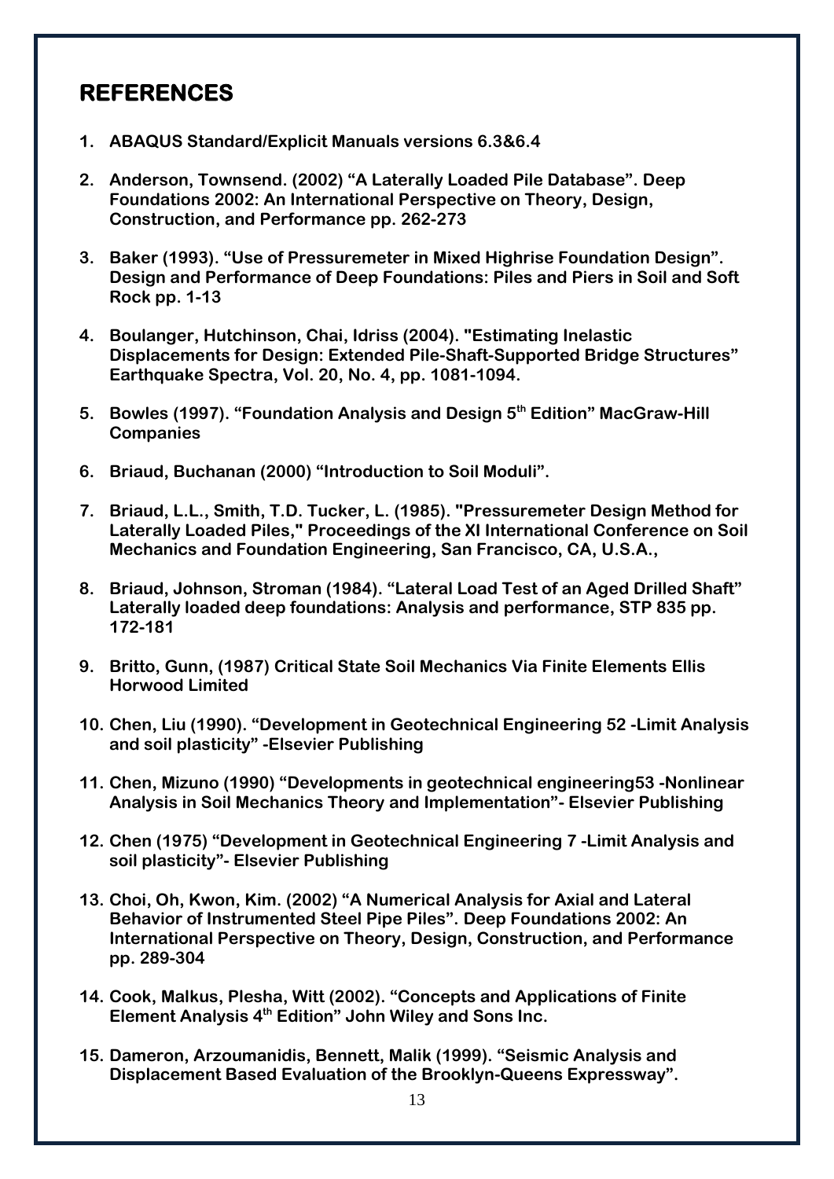## REFERENCES

1. **ABAQUS Standard/Explicit Manuals versions 6.3&6.4**
2. **Anderson, Townsend. (2002) "A Laterally Loaded Pile Database". Deep Foundations 2002: An International Perspective on Theory, Design, Construction, and Performance pp. 262-273**
3. **Baker (1993). "Use of Pressuremeter in Mixed Highrise Foundation Design". Design and Performance of Deep Foundations: Piles and Piers in Soil and Soft Rock pp. 1-13**
4. **Boulanger, Hutchinson, Chai, Idriss (2004). "Estimating Inelastic Displacements for Design: Extended Pile-Shaft-Supported Bridge Structures" Earthquake Spectra, Vol. 20, No. 4, pp. 1081-1094.**
5. **Bowles (1997). "Foundation Analysis and Design 5th Edition" MacGraw-Hill Companies**
6. **Briaud, Buchanan (2000) "Introduction to Soil Moduli".**
7. **Briaud, L.L., Smith, T.D. Tucker, L. (1985). "Pressuremeter Design Method for Laterally Loaded Piles," Proceedings of the XI International Conference on Soil Mechanics and Foundation Engineering, San Francisco, CA, U.S.A.,**
8. **Briaud, Johnson, Stroman (1984). "Lateral Load Test of an Aged Drilled Shaft" Laterally loaded deep foundations: Analysis and performance, STP 835 pp. 172-181**
9. **Britto, Gunn, (1987) Critical State Soil Mechanics Via Finite Elements Ellis Horwood Limited**
10. **Chen, Liu (1990). "Development in Geotechnical Engineering 52 -Limit Analysis and soil plasticity" -Elsevier Publishing**
11. **Chen, Mizuno (1990) "Developments in geotechnical engineering53 -Nonlinear Analysis in Soil Mechanics Theory and Implementation"- Elsevier Publishing**
12. **Chen (1975) "Development in Geotechnical Engineering 7 -Limit Analysis and soil plasticity"- Elsevier Publishing**
13. **Choi, Oh, Kwon, Kim. (2002) "A Numerical Analysis for Axial and Lateral Behavior of Instrumented Steel Pipe Piles". Deep Foundations 2002: An International Perspective on Theory, Design, Construction, and Performance pp. 289-304**
14. **Cook, Malkus, Plesha, Witt (2002). "Concepts and Applications of Finite Element Analysis 4th Edition" John Wiley and Sons Inc.**
15. **Dameron, Arzoumanidis, Bennett, Malik (1999). "Seismic Analysis and Displacement Based Evaluation of the Brooklyn-Queens Expressway".**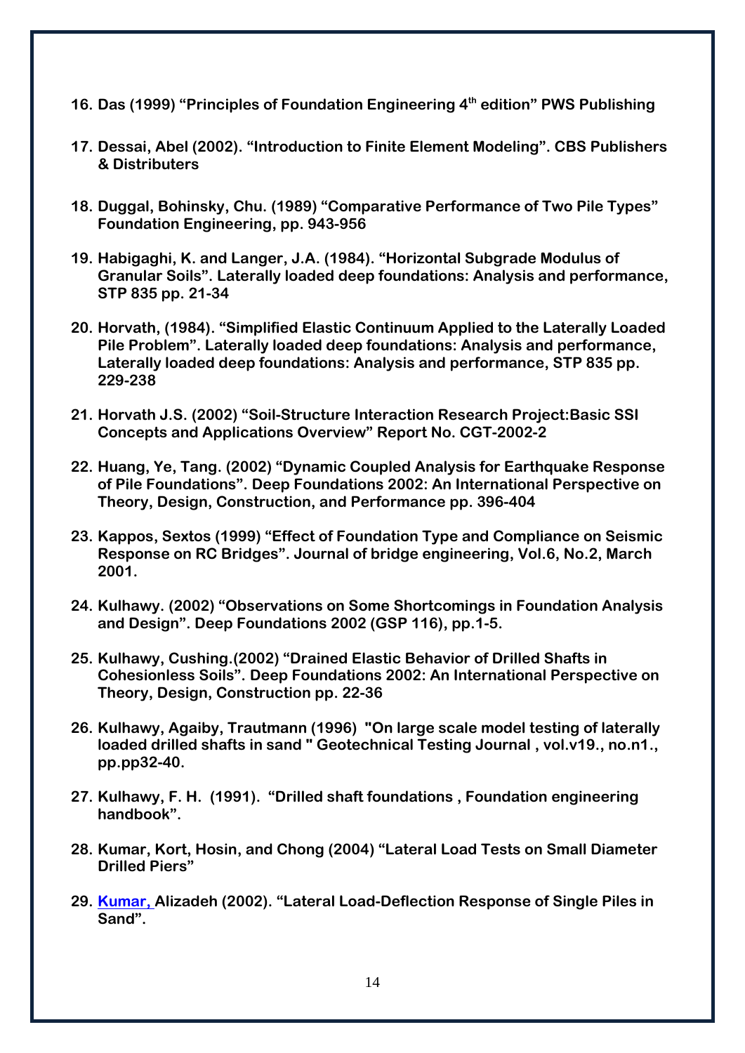16. **Das (1999) "Principles of Foundation Engineering 4th edition" PWS Publishing**

17. **Dessai, Abel (2002). "Introduction to Finite Element Modeling". CBS Publishers & Distributers**

18. **Duggal, Bohinsky, Chu. (1989) "Comparative Performance of Two Pile Types" Foundation Engineering, pp. 943-956**

19. **Habigaghi, K. and Langer, J.A. (1984). "Horizontal Subgrade Modulus of Granular Soils". Laterally loaded deep foundations: Analysis and performance, STP 835 pp. 21-34**

20. **Horvath, (1984). "Simplified Elastic Continuum Applied to the Laterally Loaded Pile Problem". Laterally loaded deep foundations: Analysis and performance, Laterally loaded deep foundations: Analysis and performance, STP 835 pp. 229-238**

21. **Horvath J.S. (2002) "Soil-Structure Interaction Research Project:Basic SSI Concepts and Applications Overview" Report No. CGT-2002-2**

22. **Huang, Ye, Tang. (2002) "Dynamic Coupled Analysis for Earthquake Response of Pile Foundations". Deep Foundations 2002: An International Perspective on Theory, Design, Construction, and Performance pp. 396-404**

23. **Kappos, Sextos (1999) "Effect of Foundation Type and Compliance on Seismic Response on RC Bridges". Journal of bridge engineering, Vol.6, No.2, March 2001.**

24. **Kulhawy. (2002) "Observations on Some Shortcomings in Foundation Analysis and Design". Deep Foundations 2002 (GSP 116), pp.1-5.**

25. **Kulhawy, Cushing.(2002) "Drained Elastic Behavior of Drilled Shafts in Cohesionless Soils". Deep Foundations 2002: An International Perspective on Theory, Design, Construction pp. 22-36**

26. **Kulhawy, Agaiby, Trautmann (1996) "On large scale model testing of laterally loaded drilled shafts in sand " Geotechnical Testing Journal , vol.v19., no.n1., pp.pp32-40.**

27. **Kulhawy, F. H. (1991). "Drilled shaft foundations , Foundation engineering handbook".**

28. **Kumar, Kort, Hosin, and Chong (2004) "Lateral Load Tests on Small Diameter Drilled Piers"**

29. **Kumar, Alizadeh (2002). "Lateral Load-Deflection Response of Single Piles in Sand".**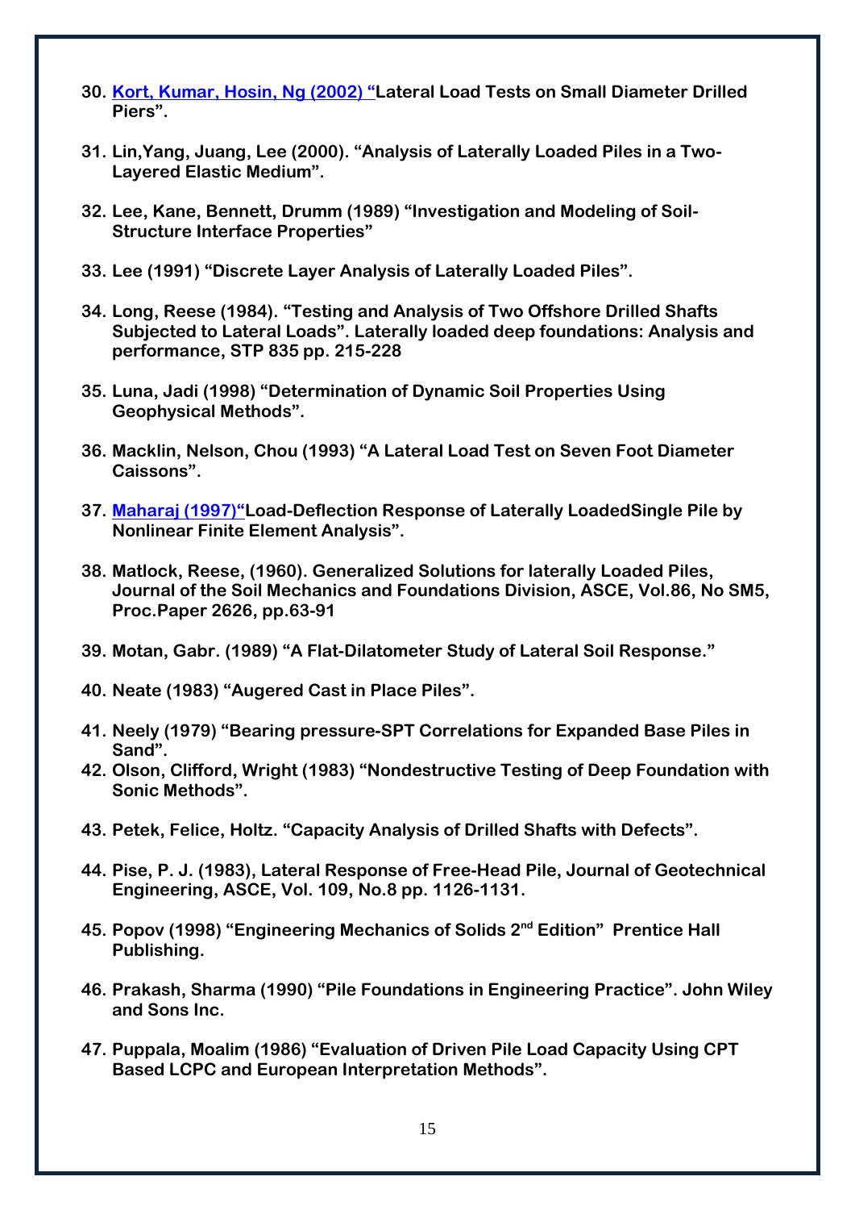30. Kort, Kumar, Hosin, Ng (2002) "Lateral Load Tests on Small Diameter Drilled Piers".

31. Lin,Yang, Juang, Lee (2000). "Analysis of Laterally Loaded Piles in a Two-Layered Elastic Medium".

32. Lee, Kane, Bennett, Drumm (1989) "Investigation and Modeling of Soil-Structure Interface Properties"

33. Lee (1991) "Discrete Layer Analysis of Laterally Loaded Piles".

34. Long, Reese (1984). "Testing and Analysis of Two Offshore Drilled Shafts Subjected to Lateral Loads". Laterally loaded deep foundations: Analysis and performance, STP 835 pp. 215-228

35. Luna, Jadi (1998) "Determination of Dynamic Soil Properties Using Geophysical Methods".

36. Macklin, Nelson, Chou (1993) "A Lateral Load Test on Seven Foot Diameter Caissons".

37. Maharaj (1997)"Load-Deflection Response of Laterally LoadedSingle Pile by Nonlinear Finite Element Analysis".

38. Matlock, Reese, (1960). Generalized Solutions for laterally Loaded Piles, Journal of the Soil Mechanics and Foundations Division, ASCE, Vol.86, No SM5, Proc.Paper 2626, pp.63-91

39. Motan, Gabr. (1989) "A Flat-Dilatometer Study of Lateral Soil Response."

40. Neate (1983) "Augered Cast in Place Piles".

41. Neely (1979) "Bearing pressure-SPT Correlations for Expanded Base Piles in Sand".

42. Olson, Clifford, Wright (1983) "Nondestructive Testing of Deep Foundation with Sonic Methods".

43. Petek, Felice, Holtz. "Capacity Analysis of Drilled Shafts with Defects".

44. Pise, P. J. (1983), Lateral Response of Free-Head Pile, Journal of Geotechnical Engineering, ASCE, Vol. 109, No.8 pp. 1126-1131.

45. Popov (1998) "Engineering Mechanics of Solids 2nd Edition" Prentice Hall Publishing.

46. Prakash, Sharma (1990) "Pile Foundations in Engineering Practice". John Wiley and Sons Inc.

47. Puppala, Moalim (1986) "Evaluation of Driven Pile Load Capacity Using CPT Based LCPC and European Interpretation Methods".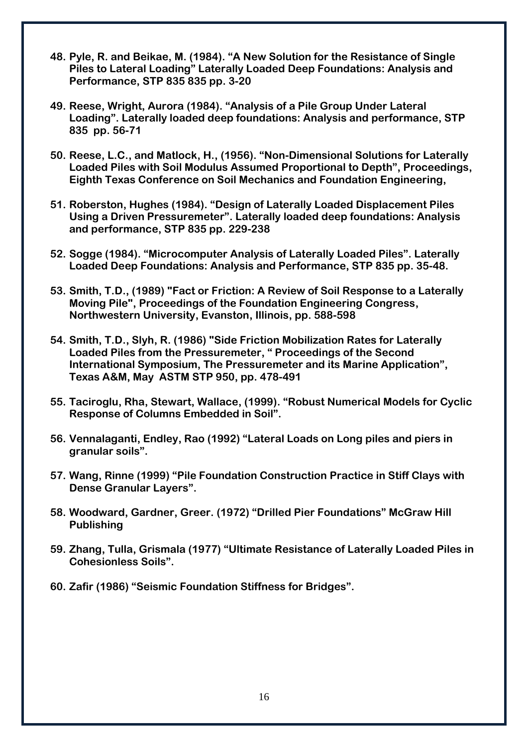48. **Pyle, R. and Beikae, M. (1984). "A New Solution for the Resistance of Single Piles to Lateral Loading" Laterally Loaded Deep Foundations: Analysis and Performance, STP 835 835 pp. 3-20**

49. **Reese, Wright, Aurora (1984). "Analysis of a Pile Group Under Lateral Loading". Laterally loaded deep foundations: Analysis and performance, STP 835 pp. 56-71**

50. **Reese, L.C., and Matlock, H., (1956). "Non-Dimensional Solutions for Laterally Loaded Piles with Soil Modulus Assumed Proportional to Depth", Proceedings, Eighth Texas Conference on Soil Mechanics and Foundation Engineering,**

51. **Roberston, Hughes (1984). "Design of Laterally Loaded Displacement Piles Using a Driven Pressuremeter". Laterally loaded deep foundations: Analysis and performance, STP 835 pp. 229-238**

52. **Sogge (1984). "Microcomputer Analysis of Laterally Loaded Piles". Laterally Loaded Deep Foundations: Analysis and Performance, STP 835 pp. 35-48.**

53. **Smith, T.D., (1989) "Fact or Friction: A Review of Soil Response to a Laterally Moving Pile", Proceedings of the Foundation Engineering Congress, Northwestern University, Evanston, Illinois, pp. 588-598**

54. **Smith, T.D., Slyh, R. (1986) "Side Friction Mobilization Rates for Laterally Loaded Piles from the Pressuremeter, " Proceedings of the Second International Symposium, The Pressuremeter and its Marine Application", Texas A&M, May ASTM STP 950, pp. 478-491**

55. **Taciroglu, Rha, Stewart, Wallace, (1999). "Robust Numerical Models for Cyclic Response of Columns Embedded in Soil".**

56. **Vennalaganti, Endley, Rao (1992) "Lateral Loads on Long piles and piers in granular soils".**

57. **Wang, Rinne (1999) "Pile Foundation Construction Practice in Stiff Clays with Dense Granular Layers".**

58. **Woodward, Gardner, Greer. (1972) "Drilled Pier Foundations" McGraw Hill Publishing**

59. **Zhang, Tulla, Grismala (1977) "Ultimate Resistance of Laterally Loaded Piles in Cohesionless Soils".**

60. **Zafir (1986) "Seismic Foundation Stiffness for Bridges".**